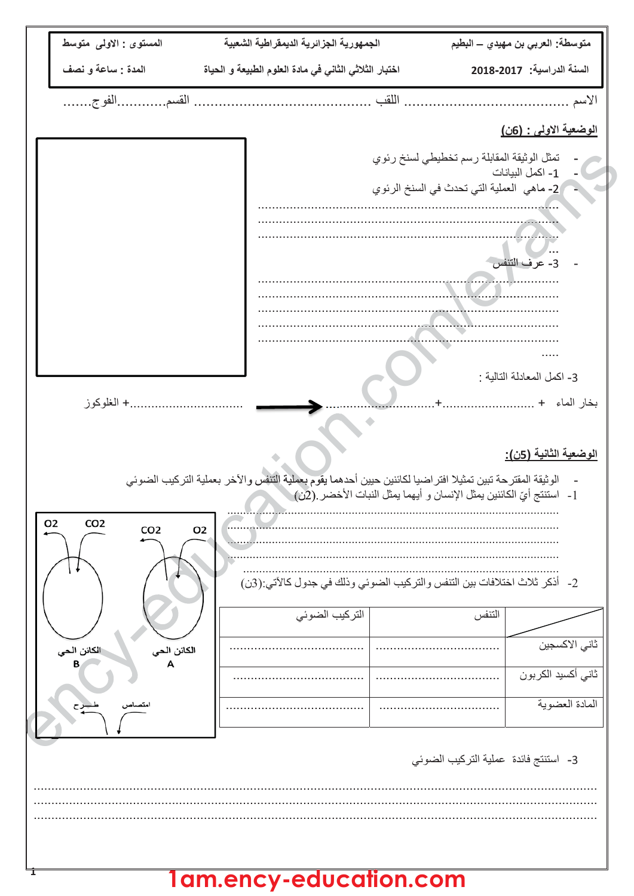| متوسطة: العربي بن مهيدي – البطيم | الجمهورية الجزائرية الديمقراطية الشعبية | المستوى : الاولى متوسط |
|---|---|---|
| السنة الدراسية: 2018-2017 | اختبار الثلاثي الثاني في مادة العلوم الطبيعة و الحياة | المدة : ساعة و نصف |

الاسم ......................................... اللقب ........................................... القسم............الفوج.......

## الوضعية الاولى : (6ن)

- تمثل الوثيقة المقابلة رسم تخطيطي لسنخ رئوي
- 1- اكمل البيانات
- 2- ماهي العملية التي تحدث في السنخ الرئوي

..................................................................................................
..................................................................................................
..................................................................................................
...

- 3- عرف التنفس

..................................................................................................
..................................................................................................
..................................................................................................
..................................................................................................
..................................................................................................
.....

3- اكمل المعادلة التالية :

بخار الماء + ..........................+.......................... ⟵ ................................+ الغلوكوز

## الوضعية الثانية (5ن):

- الوثيقة المقترحة تبين تمثيلا افتراضيا لكائنين حيين أحدهما يقوم بعملية التنفس والآخر بعملية التركيب الضوئي
- 1- استنتج أيّ الكائنين يمثل الإنسان و أيهما يمثل النبات الأخضر.(2ن)

..................................................................................................
..................................................................................................
..................................................................................................
..................................................................................................

$O_2$ $CO_2$ — الكائن الحي B

$CO_2$ $O_2$ — الكائن الحي A

طـــرح — امتصاص

2- أذكر ثلاث اختلافات بين التنفس والتركيب الضوئي وذلك في جدول كالآتي:(3ن)

| | التنفس | التركيب الضوئي |
|---|---|---|
| ثاني الاكسجين | .................................. | .................................. |
| ثاني أكسيد الكربون | .................................. | .................................. |
| المادة العضوية | .................................. | .................................. |

3- استنتج فائدة عملية التركيب الضوئي

..................................................................................................
..................................................................................................
..................................................................................................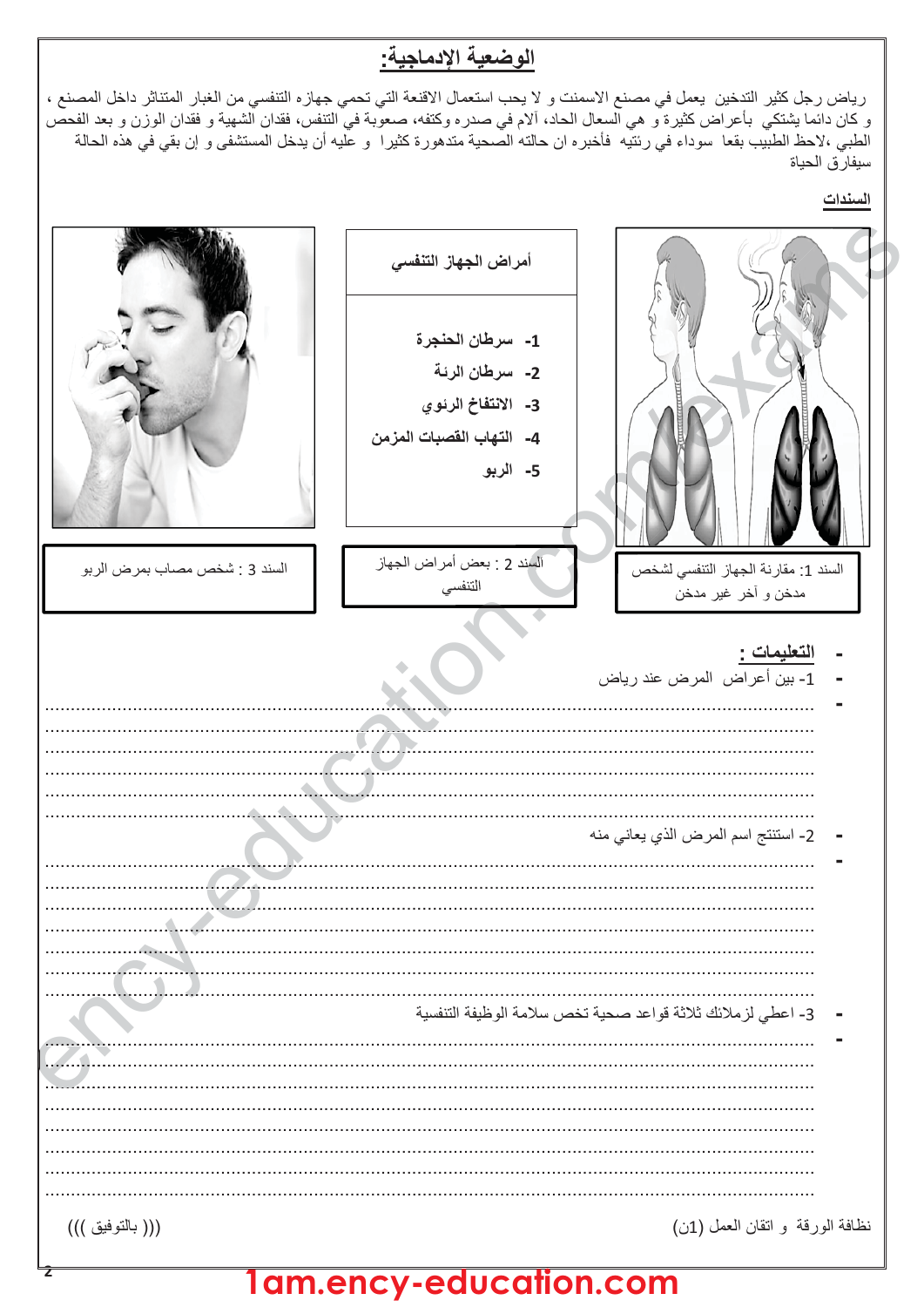## الوضعية الإدماجية:

رياض رجل كثير التدخين يعمل في مصنع الاسمنت و لا يحب استعمال الاقنعة التي تحمي جهازه التنفسي من الغبار المتناثر داخل المصنع ، و كان دائما يشتكي بأعراض كثيرة و هي السعال الحاد، آلام في صدره وكتفه، صعوبة في التنفس، فقدان الشهية و فقدان الوزن و بعد الفحص الطبي ،لاحظ الطبيب بقعا سوداء في رئتيه فأخبره ان حالته الصحية متدهورة كثيرا و عليه أن يدخل المستشفى و إن بقي في هذه الحالة سيفارق الحياة

**السندات**

السند 1: مقارنة الجهاز التنفسي لشخص مدخن و آخر غير مدخن

**أمراض الجهاز التنفسي**

1- سرطان الحنجرة
2- سرطان الرئة
3- الانتفاخ الرئوي
4- التهاب القصبات المزمن
5- الربو

السند 2 : بعض أمراض الجهاز التنفسي

السند 3 : شخص مصاب بمرض الربو

- **التعليمات :**
- 1- بين أعراض المرض عند رياض

.......................................................................................................................

- 2- استنتج اسم المرض الذي يعاني منه

.......................................................................................................................

- 3- اعطي لزملائك ثلاثة قواعد صحية تخص سلامة الوظيفة التنفسية

.......................................................................................................................

نظافة الورقة و اتقان العمل (1ن)

((( بالتوفيق )))